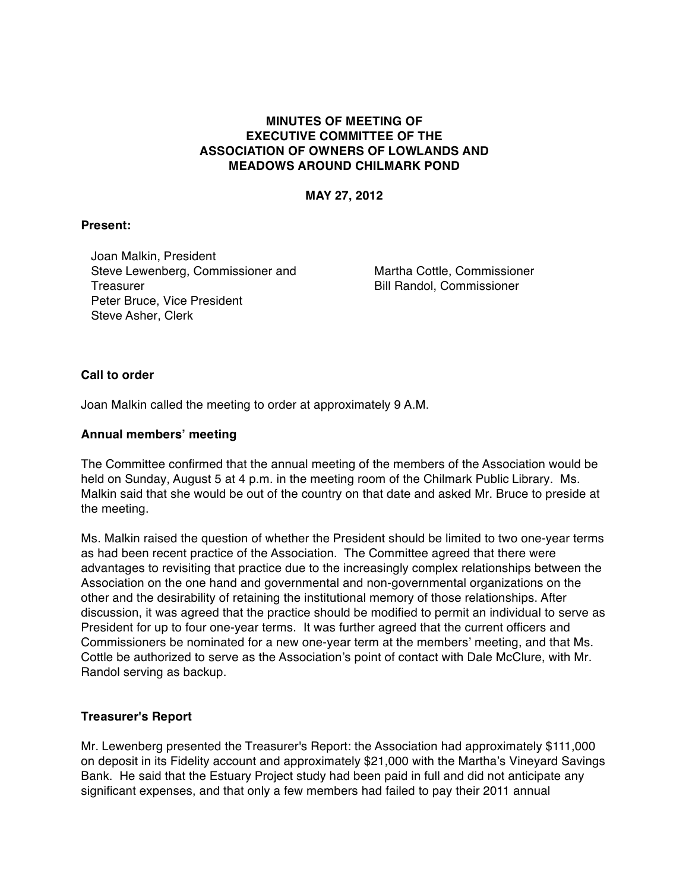# MINUTES OF MEETING OF EXECUTIVE COMMITTEE OF THE ASSOCIATION OF OWNERS OF LOWLANDS AND MEADOWS AROUND CHILMARK POND

**MAY 27, 2012**

**Present:**

Joan Malkin, President
Steve Lewenberg, Commissioner and Treasurer
Peter Bruce, Vice President
Steve Asher, Clerk
Martha Cottle, Commissioner
Bill Randol, Commissioner

**Call to order**

Joan Malkin called the meeting to order at approximately 9 A.M.

**Annual members' meeting**

The Committee confirmed that the annual meeting of the members of the Association would be held on Sunday, August 5 at 4 p.m. in the meeting room of the Chilmark Public Library. Ms. Malkin said that she would be out of the country on that date and asked Mr. Bruce to preside at the meeting.

Ms. Malkin raised the question of whether the President should be limited to two one-year terms as had been recent practice of the Association. The Committee agreed that there were advantages to revisiting that practice due to the increasingly complex relationships between the Association on the one hand and governmental and non-governmental organizations on the other and the desirability of retaining the institutional memory of those relationships. After discussion, it was agreed that the practice should be modified to permit an individual to serve as President for up to four one-year terms. It was further agreed that the current officers and Commissioners be nominated for a new one-year term at the members' meeting, and that Ms. Cottle be authorized to serve as the Association's point of contact with Dale McClure, with Mr. Randol serving as backup.

**Treasurer's Report**

Mr. Lewenberg presented the Treasurer's Report: the Association had approximately $111,000 on deposit in its Fidelity account and approximately $21,000 with the Martha's Vineyard Savings Bank. He said that the Estuary Project study had been paid in full and did not anticipate any significant expenses, and that only a few members had failed to pay their 2011 annual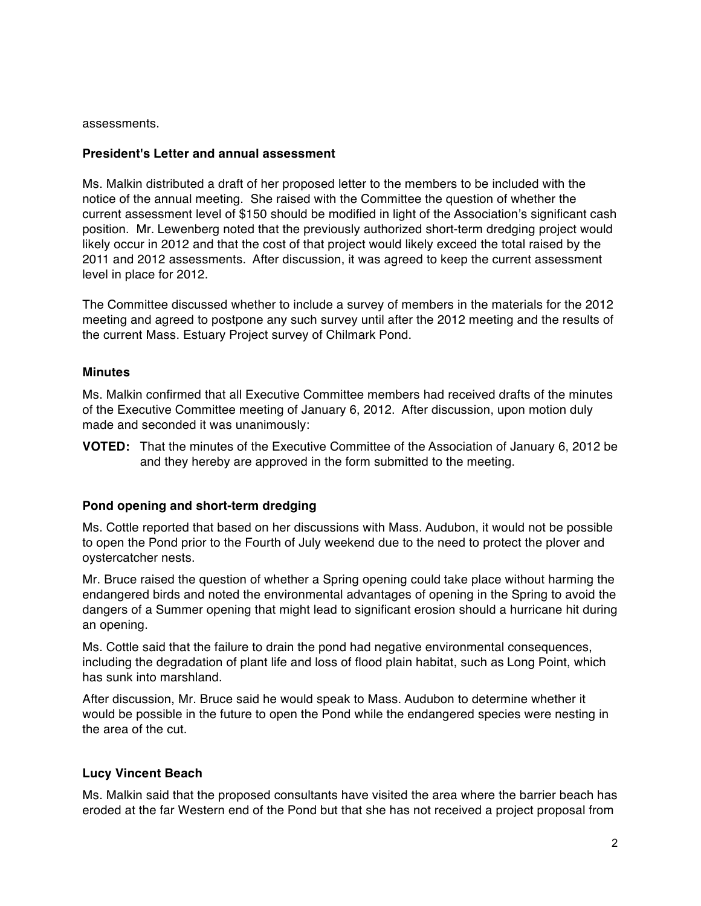assessments.

**President's Letter and annual assessment**

Ms. Malkin distributed a draft of her proposed letter to the members to be included with the notice of the annual meeting. She raised with the Committee the question of whether the current assessment level of $150 should be modified in light of the Association's significant cash position. Mr. Lewenberg noted that the previously authorized short-term dredging project would likely occur in 2012 and that the cost of that project would likely exceed the total raised by the 2011 and 2012 assessments. After discussion, it was agreed to keep the current assessment level in place for 2012.

The Committee discussed whether to include a survey of members in the materials for the 2012 meeting and agreed to postpone any such survey until after the 2012 meeting and the results of the current Mass. Estuary Project survey of Chilmark Pond.

**Minutes**

Ms. Malkin confirmed that all Executive Committee members had received drafts of the minutes of the Executive Committee meeting of January 6, 2012. After discussion, upon motion duly made and seconded it was unanimously:

**VOTED:** That the minutes of the Executive Committee of the Association of January 6, 2012 be and they hereby are approved in the form submitted to the meeting.

**Pond opening and short-term dredging**

Ms. Cottle reported that based on her discussions with Mass. Audubon, it would not be possible to open the Pond prior to the Fourth of July weekend due to the need to protect the plover and oystercatcher nests.

Mr. Bruce raised the question of whether a Spring opening could take place without harming the endangered birds and noted the environmental advantages of opening in the Spring to avoid the dangers of a Summer opening that might lead to significant erosion should a hurricane hit during an opening.

Ms. Cottle said that the failure to drain the pond had negative environmental consequences, including the degradation of plant life and loss of flood plain habitat, such as Long Point, which has sunk into marshland.

After discussion, Mr. Bruce said he would speak to Mass. Audubon to determine whether it would be possible in the future to open the Pond while the endangered species were nesting in the area of the cut.

**Lucy Vincent Beach**

Ms. Malkin said that the proposed consultants have visited the area where the barrier beach has eroded at the far Western end of the Pond but that she has not received a project proposal from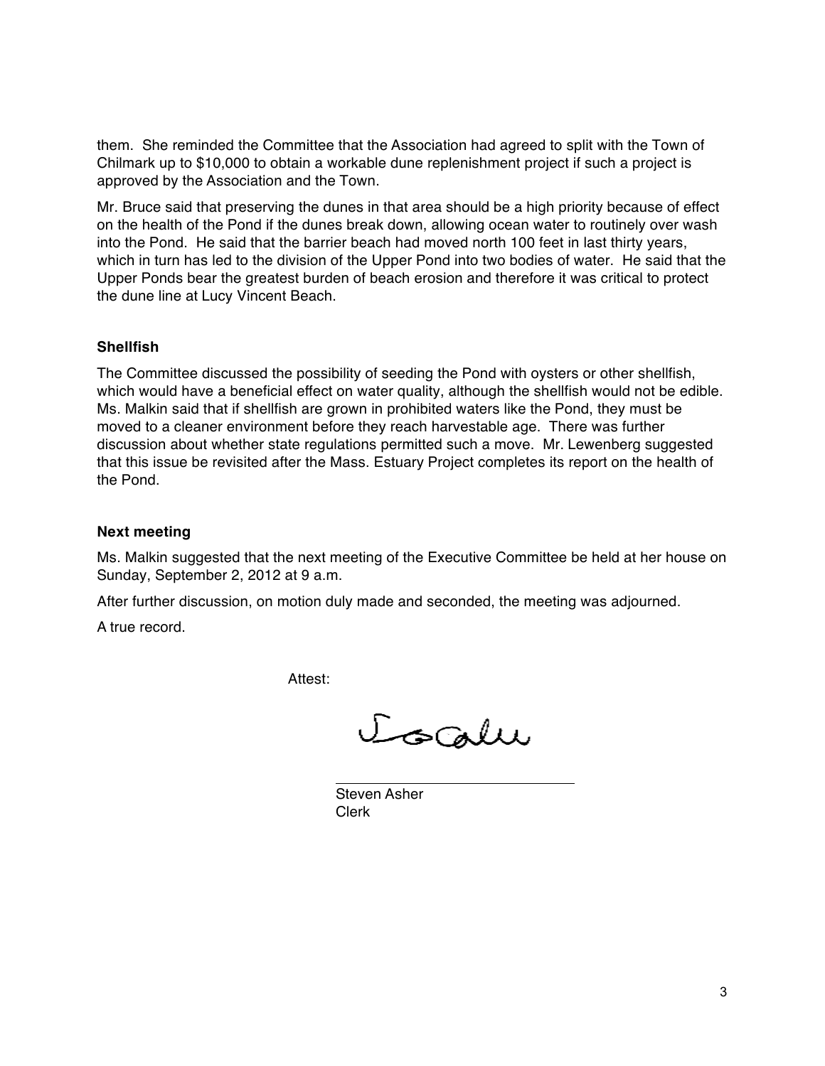them. She reminded the Committee that the Association had agreed to split with the Town of Chilmark up to $10,000 to obtain a workable dune replenishment project if such a project is approved by the Association and the Town.

Mr. Bruce said that preserving the dunes in that area should be a high priority because of effect on the health of the Pond if the dunes break down, allowing ocean water to routinely over wash into the Pond. He said that the barrier beach had moved north 100 feet in last thirty years, which in turn has led to the division of the Upper Pond into two bodies of water. He said that the Upper Ponds bear the greatest burden of beach erosion and therefore it was critical to protect the dune line at Lucy Vincent Beach.

**Shellfish**

The Committee discussed the possibility of seeding the Pond with oysters or other shellfish, which would have a beneficial effect on water quality, although the shellfish would not be edible. Ms. Malkin said that if shellfish are grown in prohibited waters like the Pond, they must be moved to a cleaner environment before they reach harvestable age. There was further discussion about whether state regulations permitted such a move. Mr. Lewenberg suggested that this issue be revisited after the Mass. Estuary Project completes its report on the health of the Pond.

**Next meeting**

Ms. Malkin suggested that the next meeting of the Executive Committee be held at her house on Sunday, September 2, 2012 at 9 a.m.

After further discussion, on motion duly made and seconded, the meeting was adjourned.

A true record.

Attest:

Steven Asher
Clerk